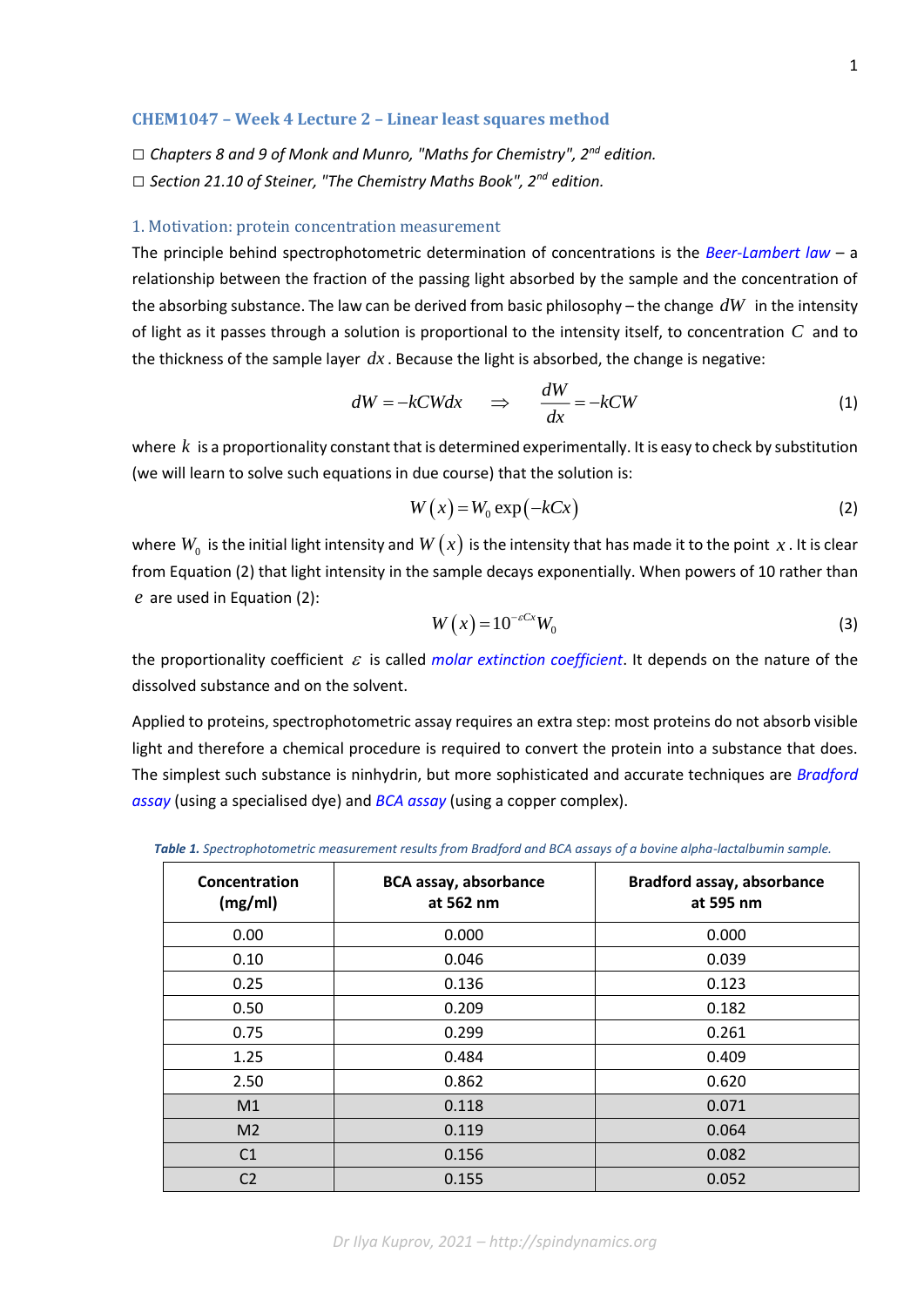# CHEM1047 – Week 4 Lecture 2 – Linear least squares method

☐ *Chapters 8 and 9 of Monk and Munro, "Maths for Chemistry", 2nd edition.*
☐ *Section 21.10 of Steiner, "The Chemistry Maths Book", 2nd edition.*

## 1. Motivation: protein concentration measurement

The principle behind spectrophotometric determination of concentrations is the *Beer-Lambert law* – a relationship between the fraction of the passing light absorbed by the sample and the concentration of the absorbing substance. The law can be derived from basic philosophy – the change $dW$ in the intensity of light as it passes through a solution is proportional to the intensity itself, to concentration $C$ and to the thickness of the sample layer $dx$. Because the light is absorbed, the change is negative:

$$dW = -kCWdx \quad \Rightarrow \quad \frac{dW}{dx} = -kCW \tag{1}$$

where $k$ is a proportionality constant that is determined experimentally. It is easy to check by substitution (we will learn to solve such equations in due course) that the solution is:

$$W(x) = W_0 \exp(-kCx) \tag{2}$$

where $W_0$ is the initial light intensity and $W(x)$ is the intensity that has made it to the point $x$. It is clear from Equation (2) that light intensity in the sample decays exponentially. When powers of 10 rather than $e$ are used in Equation (2):

$$W(x) = 10^{-\varepsilon Cx} W_0 \tag{3}$$

the proportionality coefficient $\varepsilon$ is called *molar extinction coefficient*. It depends on the nature of the dissolved substance and on the solvent.

Applied to proteins, spectrophotometric assay requires an extra step: most proteins do not absorb visible light and therefore a chemical procedure is required to convert the protein into a substance that does. The simplest such substance is ninhydrin, but more sophisticated and accurate techniques are *Bradford assay* (using a specialised dye) and *BCA assay* (using a copper complex).

***Table 1.*** *Spectrophotometric measurement results from Bradford and BCA assays of a bovine alpha-lactalbumin sample.*

| Concentration (mg/ml) | BCA assay, absorbance at 562 nm | Bradford assay, absorbance at 595 nm |
|---|---|---|
| 0.00 | 0.000 | 0.000 |
| 0.10 | 0.046 | 0.039 |
| 0.25 | 0.136 | 0.123 |
| 0.50 | 0.209 | 0.182 |
| 0.75 | 0.299 | 0.261 |
| 1.25 | 0.484 | 0.409 |
| 2.50 | 0.862 | 0.620 |
| M1 | 0.118 | 0.071 |
| M2 | 0.119 | 0.064 |
| C1 | 0.156 | 0.082 |
| C2 | 0.155 | 0.052 |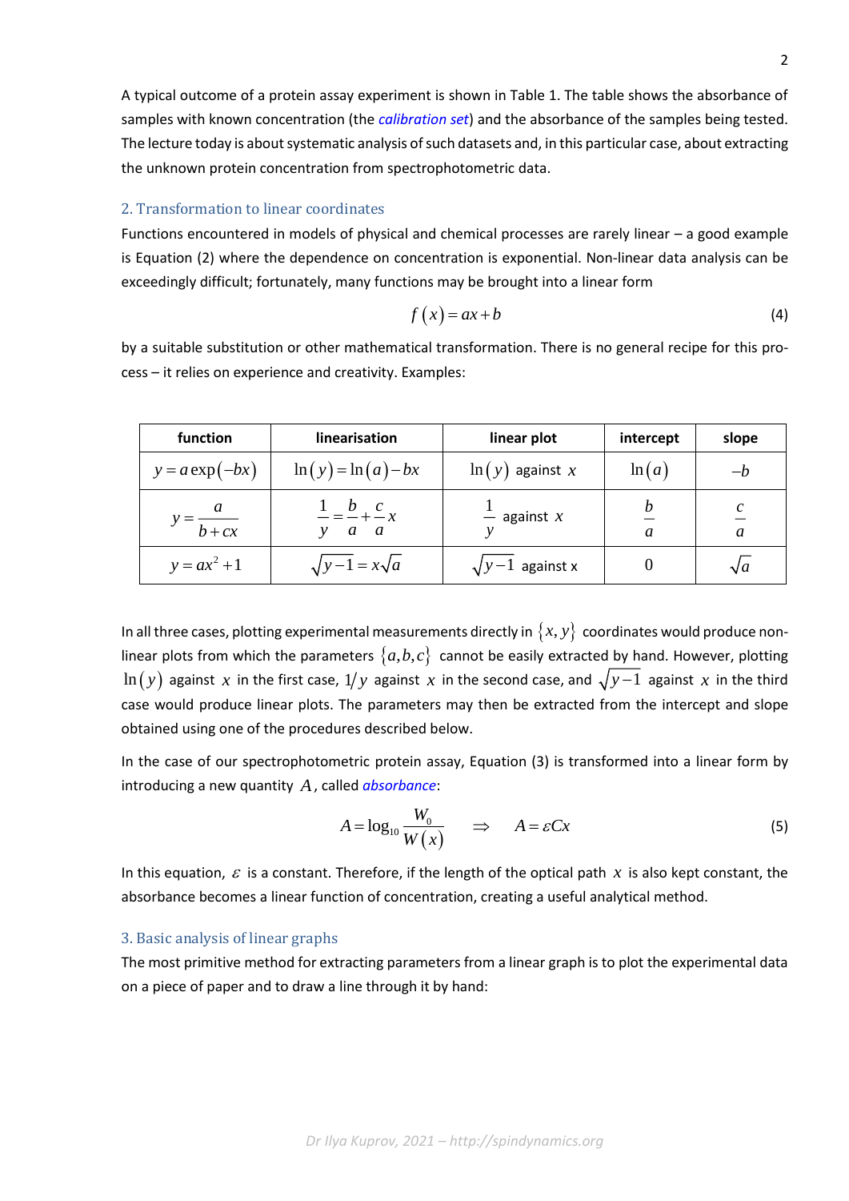A typical outcome of a protein assay experiment is shown in Table 1. The table shows the absorbance of samples with known concentration (the *calibration set*) and the absorbance of the samples being tested. The lecture today is about systematic analysis of such datasets and, in this particular case, about extracting the unknown protein concentration from spectrophotometric data.

## 2. Transformation to linear coordinates

Functions encountered in models of physical and chemical processes are rarely linear – a good example is Equation (2) where the dependence on concentration is exponential. Non-linear data analysis can be exceedingly difficult; fortunately, many functions may be brought into a linear form

$$f\left(x\right)=ax+b \tag{4}$$

by a suitable substitution or other mathematical transformation. There is no general recipe for this process – it relies on experience and creativity. Examples:

| function | linearisation | linear plot | intercept | slope |
|---|---|---|---|---|
| $y=a\exp\left(-bx\right)$ | $\ln\left(y\right)=\ln\left(a\right)-bx$ | $\ln\left(y\right)$ against $x$ | $\ln\left(a\right)$ | $-b$ |
| $y=\dfrac{a}{b+cx}$ | $\dfrac{1}{y}=\dfrac{b}{a}+\dfrac{c}{a}x$ | $\dfrac{1}{y}$ against $x$ | $\dfrac{b}{a}$ | $\dfrac{c}{a}$ |
| $y=ax^2+1$ | $\sqrt{y-1}=x\sqrt{a}$ | $\sqrt{y-1}$ against x | $0$ | $\sqrt{a}$ |

In all three cases, plotting experimental measurements directly in $\{x,y\}$ coordinates would produce non-linear plots from which the parameters $\{a,b,c\}$ cannot be easily extracted by hand. However, plotting $\ln\left(y\right)$ against $x$ in the first case, $1/y$ against $x$ in the second case, and $\sqrt{y-1}$ against $x$ in the third case would produce linear plots. The parameters may then be extracted from the intercept and slope obtained using one of the procedures described below.

In the case of our spectrophotometric protein assay, Equation (3) is transformed into a linear form by introducing a new quantity $A$, called *absorbance*:

$$A=\log_{10}\frac{W_0}{W\left(x\right)} \quad \Rightarrow \quad A=\varepsilon Cx \tag{5}$$

In this equation, $\varepsilon$ is a constant. Therefore, if the length of the optical path $x$ is also kept constant, the absorbance becomes a linear function of concentration, creating a useful analytical method.

## 3. Basic analysis of linear graphs

The most primitive method for extracting parameters from a linear graph is to plot the experimental data on a piece of paper and to draw a line through it by hand: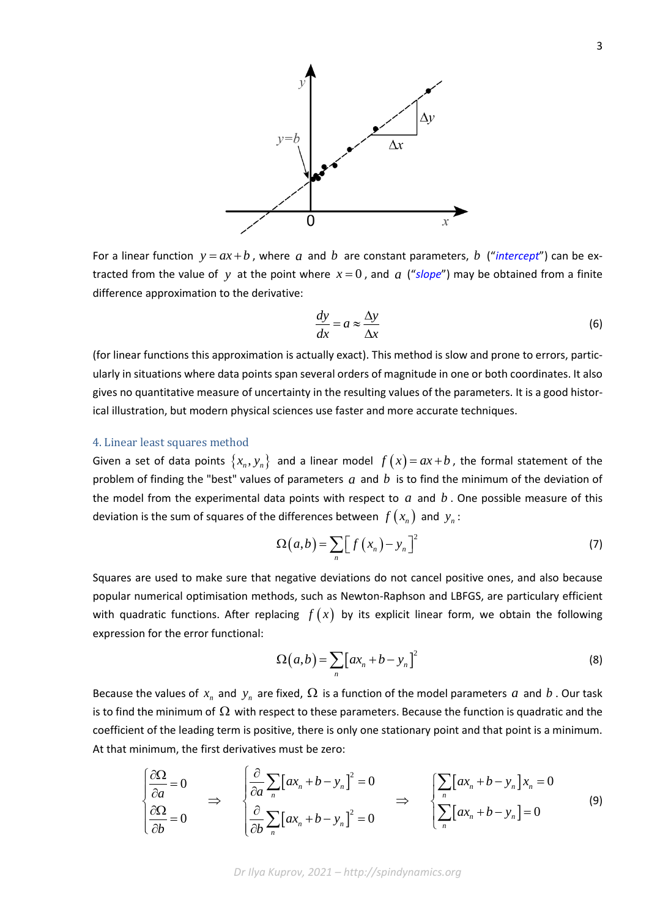For a linear function $y = ax + b$, where $a$ and $b$ are constant parameters, $b$ ("*intercept*") can be extracted from the value of $y$ at the point where $x = 0$, and $a$ ("*slope*") may be obtained from a finite difference approximation to the derivative:

$$\frac{dy}{dx} = a \approx \frac{\Delta y}{\Delta x} \tag{6}$$

(for linear functions this approximation is actually exact). This method is slow and prone to errors, particularly in situations where data points span several orders of magnitude in one or both coordinates. It also gives no quantitative measure of uncertainty in the resulting values of the parameters. It is a good historical illustration, but modern physical sciences use faster and more accurate techniques.

### 4. Linear least squares method

Given a set of data points $\{x_n, y_n\}$ and a linear model $f(x) = ax + b$, the formal statement of the problem of finding the "best" values of parameters $a$ and $b$ is to find the minimum of the deviation of the model from the experimental data points with respect to $a$ and $b$. One possible measure of this deviation is the sum of squares of the differences between $f(x_n)$ and $y_n$:

$$\Omega(a,b) = \sum_n \left[ f(x_n) - y_n \right]^2 \tag{7}$$

Squares are used to make sure that negative deviations do not cancel positive ones, and also because popular numerical optimisation methods, such as Newton-Raphson and LBFGS, are particulary efficient with quadratic functions. After replacing $f(x)$ by its explicit linear form, we obtain the following expression for the error functional:

$$\Omega(a,b) = \sum_n \left[ ax_n + b - y_n \right]^2 \tag{8}$$

Because the values of $x_n$ and $y_n$ are fixed, $\Omega$ is a function of the model parameters $a$ and $b$. Our task is to find the minimum of $\Omega$ with respect to these parameters. Because the function is quadratic and the coefficient of the leading term is positive, there is only one stationary point and that point is a minimum. At that minimum, the first derivatives must be zero:

$$\begin{cases} \dfrac{\partial \Omega}{\partial a} = 0 \\ \dfrac{\partial \Omega}{\partial b} = 0 \end{cases} \quad \Rightarrow \quad \begin{cases} \dfrac{\partial}{\partial a} \displaystyle\sum_n \left[ ax_n + b - y_n \right]^2 = 0 \\ \dfrac{\partial}{\partial b} \displaystyle\sum_n \left[ ax_n + b - y_n \right]^2 = 0 \end{cases} \quad \Rightarrow \quad \begin{cases} \displaystyle\sum_n \left[ ax_n + b - y_n \right] x_n = 0 \\ \displaystyle\sum_n \left[ ax_n + b - y_n \right] = 0 \end{cases} \tag{9}$$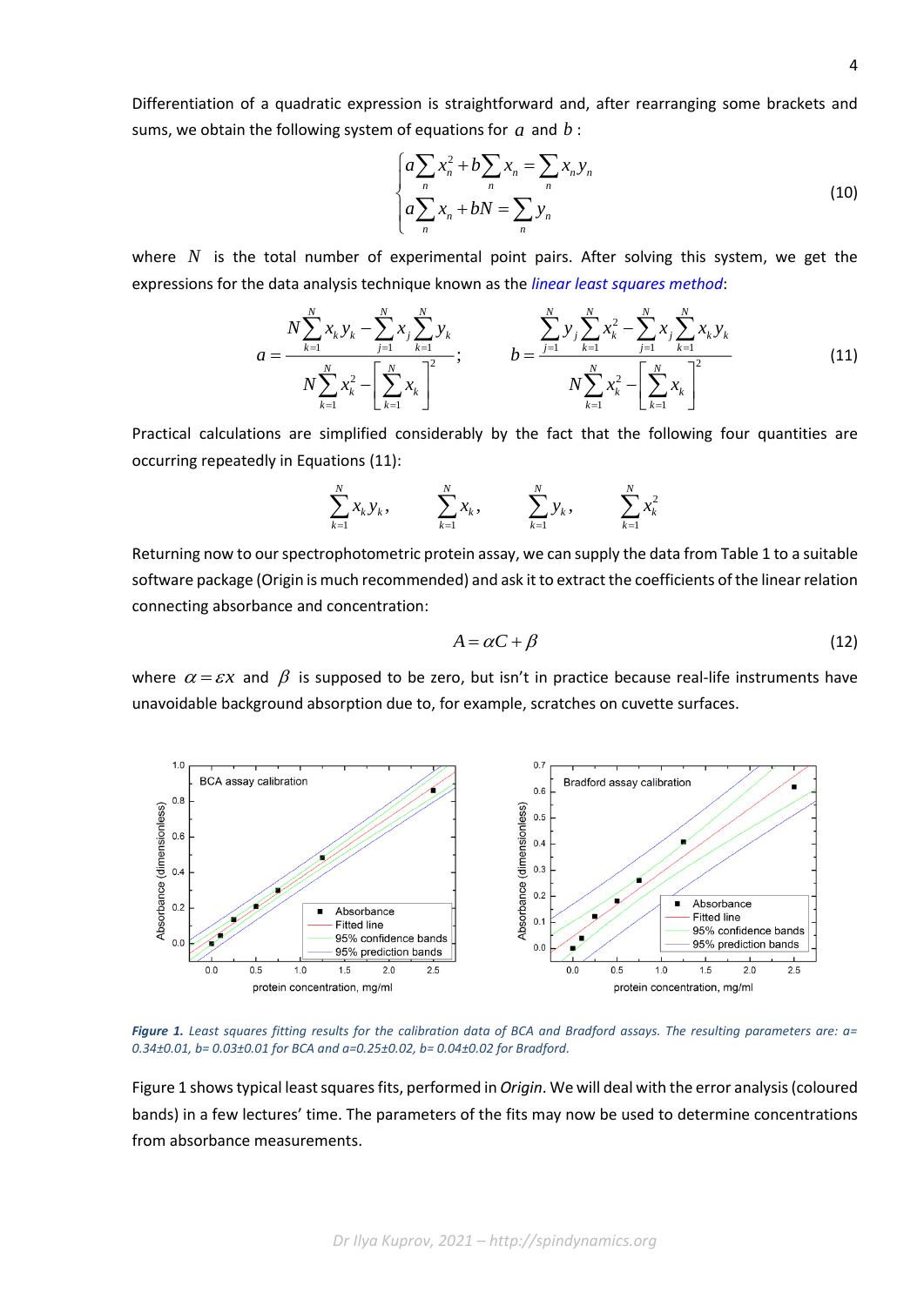Differentiation of a quadratic expression is straightforward and, after rearranging some brackets and sums, we obtain the following system of equations for $a$ and $b$:

$$\begin{cases} a\sum_n x_n^2 + b\sum_n x_n = \sum_n x_n y_n \\ a\sum_n x_n + bN = \sum_n y_n \end{cases} \tag{10}$$

where $N$ is the total number of experimental point pairs. After solving this system, we get the expressions for the data analysis technique known as the *linear least squares method*:

$$a = \frac{N\sum_{k=1}^{N} x_k y_k - \sum_{j=1}^{N} x_j \sum_{k=1}^{N} y_k}{N\sum_{k=1}^{N} x_k^2 - \left[\sum_{k=1}^{N} x_k\right]^2}; \qquad b = \frac{\sum_{j=1}^{N} y_j \sum_{k=1}^{N} x_k^2 - \sum_{j=1}^{N} x_j \sum_{k=1}^{N} x_k y_k}{N\sum_{k=1}^{N} x_k^2 - \left[\sum_{k=1}^{N} x_k\right]^2} \tag{11}$$

Practical calculations are simplified considerably by the fact that the following four quantities are occurring repeatedly in Equations (11):

$$\sum_{k=1}^{N} x_k y_k, \qquad \sum_{k=1}^{N} x_k, \qquad \sum_{k=1}^{N} y_k, \qquad \sum_{k=1}^{N} x_k^2$$

Returning now to our spectrophotometric protein assay, we can supply the data from Table 1 to a suitable software package (Origin is much recommended) and ask it to extract the coefficients of the linear relation connecting absorbance and concentration:

$$A = \alpha C + \beta \tag{12}$$

where $\alpha = \varepsilon x$ and $\beta$ is supposed to be zero, but isn't in practice because real-life instruments have unavoidable background absorption due to, for example, scratches on cuvette surfaces.

BCA assay calibration

Absorbance (dimensionless)

1.0
0.8
0.6
0.4
0.2
0.0

0.0
0.5
1.0
1.5
2.0
2.5

protein concentration, mg/ml

Absorbance
Fitted line
95% confidence bands
95% prediction bands

Bradford assay calibration

Absorbance (dimensionless)

0.7
0.6
0.5
0.4
0.3
0.2
0.1
0.0

0.0
0.5
1.0
1.5
2.0
2.5

protein concentration, mg/ml

Absorbance
Fitted line
95% confidence bands
95% prediction bands

***Figure 1.*** *Least squares fitting results for the calibration data of BCA and Bradford assays. The resulting parameters are: a= 0.34±0.01, b= 0.03±0.01 for BCA and a=0.25±0.02, b= 0.04±0.02 for Bradford.*

Figure 1 shows typical least squares fits, performed in *Origin*. We will deal with the error analysis (coloured bands) in a few lectures' time. The parameters of the fits may now be used to determine concentrations from absorbance measurements.